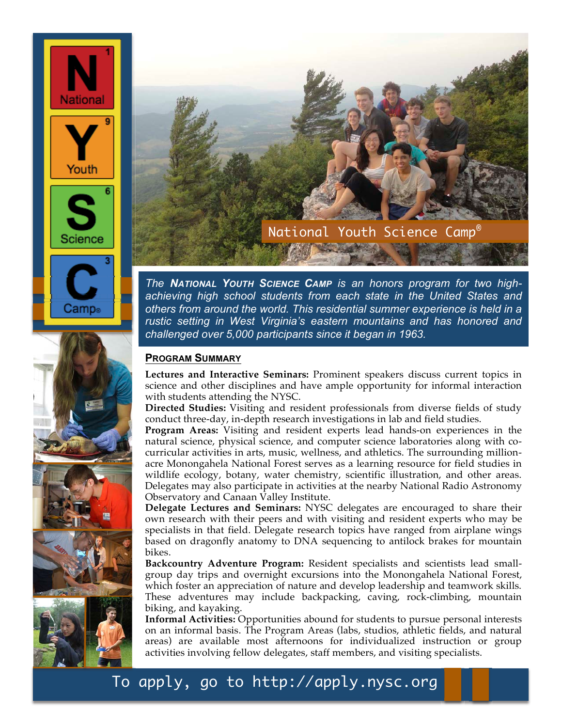# National Youth Science Camp®

*The **NATIONAL YOUTH SCIENCE CAMP** is an honors program for two high-achieving high school students from each state in the United States and others from around the world. This residential summer experience is held in a rustic setting in West Virginia's eastern mountains and has honored and challenged over 5,000 participants since it began in 1963.*

## PROGRAM SUMMARY

**Lectures and Interactive Seminars:** Prominent speakers discuss current topics in science and other disciplines and have ample opportunity for informal interaction with students attending the NYSC.

**Directed Studies:** Visiting and resident professionals from diverse fields of study conduct three-day, in-depth research investigations in lab and field studies.

**Program Areas:** Visiting and resident experts lead hands-on experiences in the natural science, physical science, and computer science laboratories along with co-curricular activities in arts, music, wellness, and athletics. The surrounding million-acre Monongahela National Forest serves as a learning resource for field studies in wildlife ecology, botany, water chemistry, scientific illustration, and other areas. Delegates may also participate in activities at the nearby National Radio Astronomy Observatory and Canaan Valley Institute.

**Delegate Lectures and Seminars:** NYSC delegates are encouraged to share their own research with their peers and with visiting and resident experts who may be specialists in that field. Delegate research topics have ranged from airplane wings based on dragonfly anatomy to DNA sequencing to antilock brakes for mountain bikes.

**Backcountry Adventure Program:** Resident specialists and scientists lead small-group day trips and overnight excursions into the Monongahela National Forest, which foster an appreciation of nature and develop leadership and teamwork skills. These adventures may include backpacking, caving, rock-climbing, mountain biking, and kayaking.

**Informal Activities:** Opportunities abound for students to pursue personal interests on an informal basis. The Program Areas (labs, studios, athletic fields, and natural areas) are available most afternoons for individualized instruction or group activities involving fellow delegates, staff members, and visiting specialists.

To apply, go to http://apply.nysc.org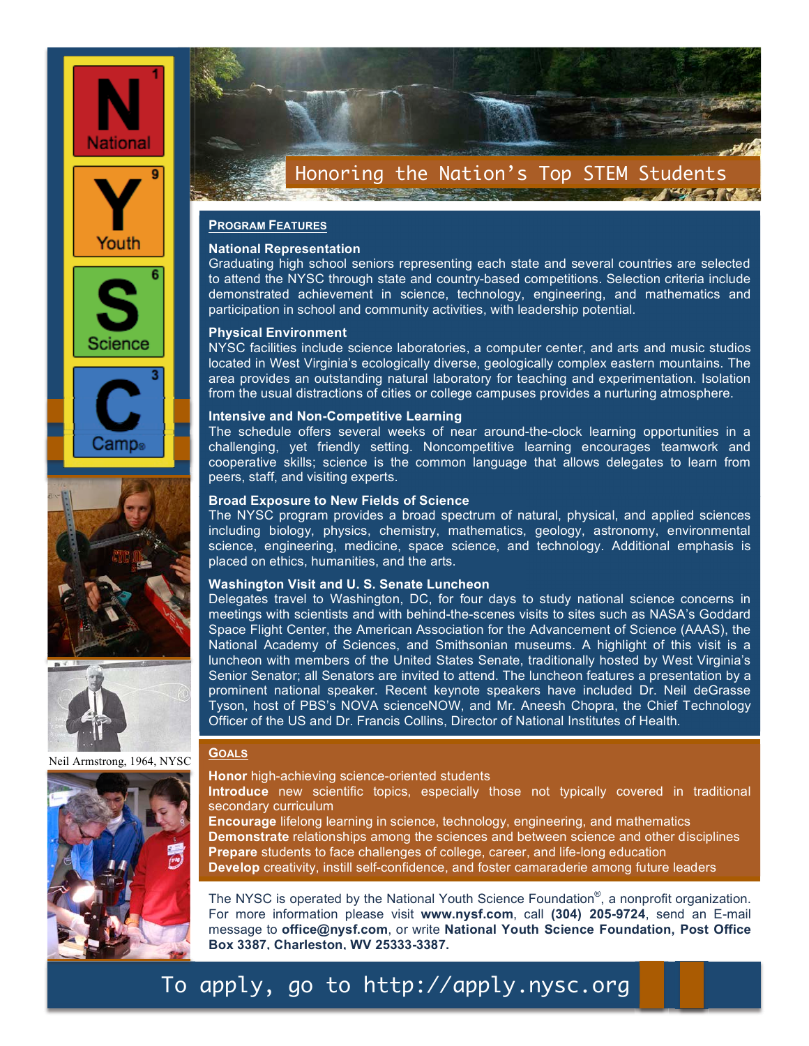**N** National
**Y** Youth
**S** Science
**C** Camp®

## Honoring the Nation's Top STEM Students

### Program Features

**National Representation**
Graduating high school seniors representing each state and several countries are selected to attend the NYSC through state and country-based competitions. Selection criteria include demonstrated achievement in science, technology, engineering, and mathematics and participation in school and community activities, with leadership potential.

**Physical Environment**
NYSC facilities include science laboratories, a computer center, and arts and music studios located in West Virginia's ecologically diverse, geologically complex eastern mountains. The area provides an outstanding natural laboratory for teaching and experimentation. Isolation from the usual distractions of cities or college campuses provides a nurturing atmosphere.

**Intensive and Non-Competitive Learning**
The schedule offers several weeks of near around-the-clock learning opportunities in a challenging, yet friendly setting. Noncompetitive learning encourages teamwork and cooperative skills; science is the common language that allows delegates to learn from peers, staff, and visiting experts.

**Broad Exposure to New Fields of Science**
The NYSC program provides a broad spectrum of natural, physical, and applied sciences including biology, physics, chemistry, mathematics, geology, astronomy, environmental science, engineering, medicine, space science, and technology. Additional emphasis is placed on ethics, humanities, and the arts.

**Washington Visit and U. S. Senate Luncheon**
Delegates travel to Washington, DC, for four days to study national science concerns in meetings with scientists and with behind-the-scenes visits to sites such as NASA's Goddard Space Flight Center, the American Association for the Advancement of Science (AAAS), the National Academy of Sciences, and Smithsonian museums. A highlight of this visit is a luncheon with members of the United States Senate, traditionally hosted by West Virginia's Senior Senator; all Senators are invited to attend. The luncheon features a presentation by a prominent national speaker. Recent keynote speakers have included Dr. Neil deGrasse Tyson, host of PBS's NOVA scienceNOW, and Mr. Aneesh Chopra, the Chief Technology Officer of the US and Dr. Francis Collins, Director of National Institutes of Health.

Neil Armstrong, 1964, NYSC

### Goals

**Honor** high-achieving science-oriented students
**Introduce** new scientific topics, especially those not typically covered in traditional secondary curriculum
**Encourage** lifelong learning in science, technology, engineering, and mathematics
**Demonstrate** relationships among the sciences and between science and other disciplines
**Prepare** students to face challenges of college, career, and life-long education
**Develop** creativity, instill self-confidence, and foster camaraderie among future leaders

The NYSC is operated by the National Youth Science Foundation®, a nonprofit organization. For more information please visit **www.nysf.com**, call **(304) 205-9724**, send an E-mail message to **office@nysf.com**, or write **National Youth Science Foundation, Post Office Box 3387, Charleston, WV 25333-3387.**

To apply, go to http://apply.nysc.org